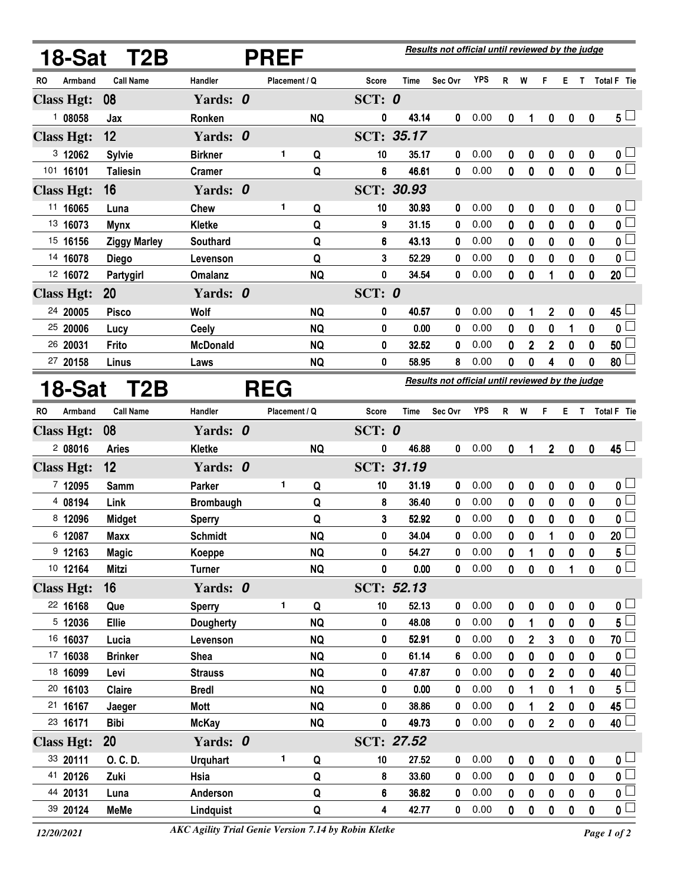## 18-Sat T2B PREF

*Results not official until reviewed by the judge*

| RO | Armband | Call Name | Handler | Placement | Q | Score | Time | Sec Ovr | YPS | R | W | F | E | T | Total F | Tie |
|---|---|---|---|---|---|---|---|---|---|---|---|---|---|---|---|---|
| **Class Hgt: 08** | | | **Yards: 0** | | | **SCT: 0** | | | | | | | | | | |
| 1 | 08058 | Jax | Ronken | | NQ | 0 | 43.14 | 0 | 0.00 | 0 | 1 | 0 | 0 | 0 | 5 | ☐ |
| **Class Hgt: 12** | | | **Yards: 0** | | | **SCT: 35.17** | | | | | | | | | | |
| 3 | 12062 | Sylvie | Birkner | 1 | Q | 10 | 35.17 | 0 | 0.00 | 0 | 0 | 0 | 0 | 0 | 0 | ☐ |
| 101 | 16101 | Taliesin | Cramer | | Q | 6 | 46.61 | 0 | 0.00 | 0 | 0 | 0 | 0 | 0 | 0 | ☐ |
| **Class Hgt: 16** | | | **Yards: 0** | | | **SCT: 30.93** | | | | | | | | | | |
| 11 | 16065 | Luna | Chew | 1 | Q | 10 | 30.93 | 0 | 0.00 | 0 | 0 | 0 | 0 | 0 | 0 | ☐ |
| 13 | 16073 | Mynx | Kletke | | Q | 9 | 31.15 | 0 | 0.00 | 0 | 0 | 0 | 0 | 0 | 0 | ☐ |
| 15 | 16156 | Ziggy Marley | Southard | | Q | 6 | 43.13 | 0 | 0.00 | 0 | 0 | 0 | 0 | 0 | 0 | ☐ |
| 14 | 16078 | Diego | Levenson | | Q | 3 | 52.29 | 0 | 0.00 | 0 | 0 | 0 | 0 | 0 | 0 | ☐ |
| 12 | 16072 | Partygirl | Omalanz | | NQ | 0 | 34.54 | 0 | 0.00 | 0 | 0 | 1 | 0 | 0 | 20 | ☐ |
| **Class Hgt: 20** | | | **Yards: 0** | | | **SCT: 0** | | | | | | | | | | |
| 24 | 20005 | Pisco | Wolf | | NQ | 0 | 40.57 | 0 | 0.00 | 0 | 1 | 2 | 0 | 0 | 45 | ☐ |
| 25 | 20006 | Lucy | Ceely | | NQ | 0 | 0.00 | 0 | 0.00 | 0 | 0 | 0 | 1 | 0 | 0 | ☐ |
| 26 | 20031 | Frito | McDonald | | NQ | 0 | 32.52 | 0 | 0.00 | 0 | 2 | 2 | 0 | 0 | 50 | ☐ |
| 27 | 20158 | Linus | Laws | | NQ | 0 | 58.95 | 8 | 0.00 | 0 | 0 | 4 | 0 | 0 | 80 | ☐ |

## 18-Sat T2B REG

*Results not official until reviewed by the judge*

| RO | Armband | Call Name | Handler | Placement | Q | Score | Time | Sec Ovr | YPS | R | W | F | E | T | Total F | Tie |
|---|---|---|---|---|---|---|---|---|---|---|---|---|---|---|---|---|
| **Class Hgt: 08** | | | **Yards: 0** | | | **SCT: 0** | | | | | | | | | | |
| 2 | 08016 | Aries | Kletke | | NQ | 0 | 46.88 | 0 | 0.00 | 0 | 1 | 2 | 0 | 0 | 45 | ☐ |
| **Class Hgt: 12** | | | **Yards: 0** | | | **SCT: 31.19** | | | | | | | | | | |
| 7 | 12095 | Samm | Parker | 1 | Q | 10 | 31.19 | 0 | 0.00 | 0 | 0 | 0 | 0 | 0 | 0 | ☐ |
| 4 | 08194 | Link | Brombaugh | | Q | 8 | 36.40 | 0 | 0.00 | 0 | 0 | 0 | 0 | 0 | 0 | ☐ |
| 8 | 12096 | Midget | Sperry | | Q | 3 | 52.92 | 0 | 0.00 | 0 | 0 | 0 | 0 | 0 | 0 | ☐ |
| 6 | 12087 | Maxx | Schmidt | | NQ | 0 | 34.04 | 0 | 0.00 | 0 | 0 | 1 | 0 | 0 | 20 | ☐ |
| 9 | 12163 | Magic | Koeppe | | NQ | 0 | 54.27 | 0 | 0.00 | 0 | 1 | 0 | 0 | 0 | 5 | ☐ |
| 10 | 12164 | Mitzi | Turner | | NQ | 0 | 0.00 | 0 | 0.00 | 0 | 0 | 0 | 1 | 0 | 0 | ☐ |
| **Class Hgt: 16** | | | **Yards: 0** | | | **SCT: 52.13** | | | | | | | | | | |
| 22 | 16168 | Que | Sperry | 1 | Q | 10 | 52.13 | 0 | 0.00 | 0 | 0 | 0 | 0 | 0 | 0 | ☐ |
| 5 | 12036 | Ellie | Dougherty | | NQ | 0 | 48.08 | 0 | 0.00 | 0 | 1 | 0 | 0 | 0 | 5 | ☐ |
| 16 | 16037 | Lucia | Levenson | | NQ | 0 | 52.91 | 0 | 0.00 | 0 | 2 | 3 | 0 | 0 | 70 | ☐ |
| 17 | 16038 | Brinker | Shea | | NQ | 0 | 61.14 | 6 | 0.00 | 0 | 0 | 0 | 0 | 0 | 0 | ☐ |
| 18 | 16099 | Levi | Strauss | | NQ | 0 | 47.87 | 0 | 0.00 | 0 | 0 | 2 | 0 | 0 | 40 | ☐ |
| 20 | 16103 | Claire | Bredl | | NQ | 0 | 0.00 | 0 | 0.00 | 0 | 1 | 0 | 1 | 0 | 5 | ☐ |
| 21 | 16167 | Jaeger | Mott | | NQ | 0 | 38.86 | 0 | 0.00 | 0 | 1 | 2 | 0 | 0 | 45 | ☐ |
| 23 | 16171 | Bibi | McKay | | NQ | 0 | 49.73 | 0 | 0.00 | 0 | 0 | 2 | 0 | 0 | 40 | ☐ |
| **Class Hgt: 20** | | | **Yards: 0** | | | **SCT: 27.52** | | | | | | | | | | |
| 33 | 20111 | O. C. D. | Urquhart | 1 | Q | 10 | 27.52 | 0 | 0.00 | 0 | 0 | 0 | 0 | 0 | 0 | ☐ |
| 41 | 20126 | Zuki | Hsia | | Q | 8 | 33.60 | 0 | 0.00 | 0 | 0 | 0 | 0 | 0 | 0 | ☐ |
| 44 | 20131 | Luna | Anderson | | Q | 6 | 36.82 | 0 | 0.00 | 0 | 0 | 0 | 0 | 0 | 0 | ☐ |
| 39 | 20124 | MeMe | Lindquist | | Q | 4 | 42.77 | 0 | 0.00 | 0 | 0 | 0 | 0 | 0 | 0 | ☐ |

*12/20/2021* *AKC Agility Trial Genie Version 7.14 by Robin Kletke*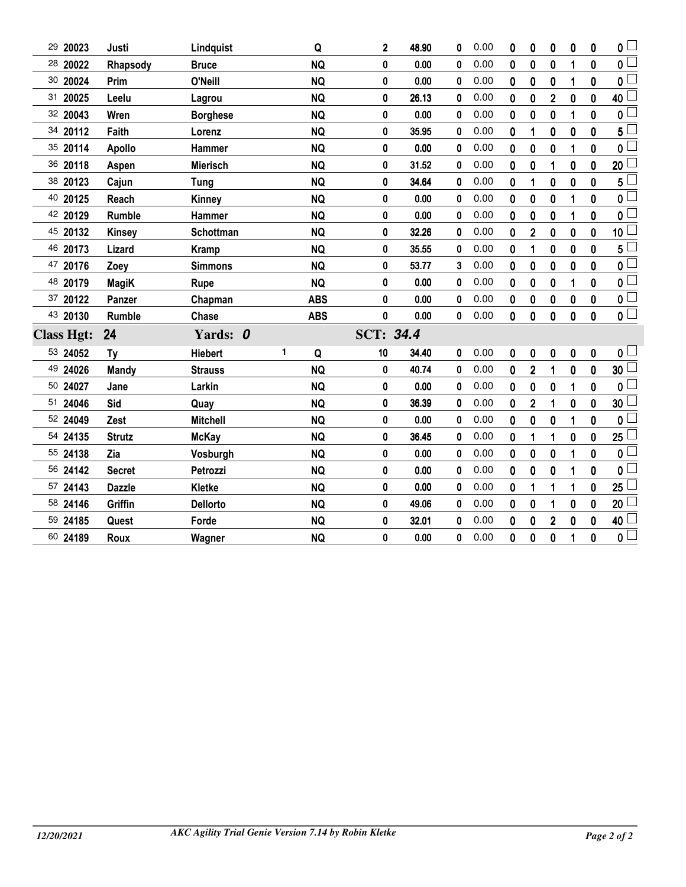| | | | | | | | | | | | | | | | | |
|---|---|---|---|---|---|---|---|---|---|---|---|---|---|---|---|---|
| 29 | 20023 | Justi | Lindquist | | Q | 2 | 48.90 | 0 | 0.00 | 0 | 0 | 0 | 0 | 0 | 0 | ☐ |
| 28 | 20022 | Rhapsody | Bruce | | NQ | 0 | 0.00 | 0 | 0.00 | 0 | 0 | 0 | 1 | 0 | 0 | ☐ |
| 30 | 20024 | Prim | O'Neill | | NQ | 0 | 0.00 | 0 | 0.00 | 0 | 0 | 0 | 1 | 0 | 0 | ☐ |
| 31 | 20025 | Leelu | Lagrou | | NQ | 0 | 26.13 | 0 | 0.00 | 0 | 0 | 2 | 0 | 0 | 40 | ☐ |
| 32 | 20043 | Wren | Borghese | | NQ | 0 | 0.00 | 0 | 0.00 | 0 | 0 | 0 | 1 | 0 | 0 | ☐ |
| 34 | 20112 | Faith | Lorenz | | NQ | 0 | 35.95 | 0 | 0.00 | 0 | 1 | 0 | 0 | 0 | 5 | ☐ |
| 35 | 20114 | Apollo | Hammer | | NQ | 0 | 0.00 | 0 | 0.00 | 0 | 0 | 0 | 1 | 0 | 0 | ☐ |
| 36 | 20118 | Aspen | Mierisch | | NQ | 0 | 31.52 | 0 | 0.00 | 0 | 0 | 1 | 0 | 0 | 20 | ☐ |
| 38 | 20123 | Cajun | Tung | | NQ | 0 | 34.64 | 0 | 0.00 | 0 | 1 | 0 | 0 | 0 | 5 | ☐ |
| 40 | 20125 | Reach | Kinney | | NQ | 0 | 0.00 | 0 | 0.00 | 0 | 0 | 0 | 1 | 0 | 0 | ☐ |
| 42 | 20129 | Rumble | Hammer | | NQ | 0 | 0.00 | 0 | 0.00 | 0 | 0 | 0 | 1 | 0 | 0 | ☐ |
| 45 | 20132 | Kinsey | Schottman | | NQ | 0 | 32.26 | 0 | 0.00 | 0 | 2 | 0 | 0 | 0 | 10 | ☐ |
| 46 | 20173 | Lizard | Kramp | | NQ | 0 | 35.55 | 0 | 0.00 | 0 | 1 | 0 | 0 | 0 | 5 | ☐ |
| 47 | 20176 | Zoey | Simmons | | NQ | 0 | 53.77 | 3 | 0.00 | 0 | 0 | 0 | 0 | 0 | 0 | ☐ |
| 48 | 20179 | MagiK | Rupe | | NQ | 0 | 0.00 | 0 | 0.00 | 0 | 0 | 0 | 1 | 0 | 0 | ☐ |
| 37 | 20122 | Panzer | Chapman | | ABS | 0 | 0.00 | 0 | 0.00 | 0 | 0 | 0 | 0 | 0 | 0 | ☐ |
| 43 | 20130 | Rumble | Chase | | ABS | 0 | 0.00 | 0 | 0.00 | 0 | 0 | 0 | 0 | 0 | 0 | ☐ |
| **Class Hgt:** | **24** | | **Yards: 0** | | | **SCT: 34.4** | | | | | | | | | | |
| 53 | 24052 | Ty | Hiebert | 1 | Q | 10 | 34.40 | 0 | 0.00 | 0 | 0 | 0 | 0 | 0 | 0 | ☐ |
| 49 | 24026 | Mandy | Strauss | | NQ | 0 | 40.74 | 0 | 0.00 | 0 | 2 | 1 | 0 | 0 | 30 | ☐ |
| 50 | 24027 | Jane | Larkin | | NQ | 0 | 0.00 | 0 | 0.00 | 0 | 0 | 0 | 1 | 0 | 0 | ☐ |
| 51 | 24046 | Sid | Quay | | NQ | 0 | 36.39 | 0 | 0.00 | 0 | 2 | 1 | 0 | 0 | 30 | ☐ |
| 52 | 24049 | Zest | Mitchell | | NQ | 0 | 0.00 | 0 | 0.00 | 0 | 0 | 0 | 1 | 0 | 0 | ☐ |
| 54 | 24135 | Strutz | McKay | | NQ | 0 | 36.45 | 0 | 0.00 | 0 | 1 | 1 | 0 | 0 | 25 | ☐ |
| 55 | 24138 | Zia | Vosburgh | | NQ | 0 | 0.00 | 0 | 0.00 | 0 | 0 | 0 | 1 | 0 | 0 | ☐ |
| 56 | 24142 | Secret | Petrozzi | | NQ | 0 | 0.00 | 0 | 0.00 | 0 | 0 | 0 | 1 | 0 | 0 | ☐ |
| 57 | 24143 | Dazzle | Kletke | | NQ | 0 | 0.00 | 0 | 0.00 | 0 | 1 | 1 | 1 | 0 | 25 | ☐ |
| 58 | 24146 | Griffin | Dellorto | | NQ | 0 | 49.06 | 0 | 0.00 | 0 | 0 | 1 | 0 | 0 | 20 | ☐ |
| 59 | 24185 | Quest | Forde | | NQ | 0 | 32.01 | 0 | 0.00 | 0 | 0 | 2 | 0 | 0 | 40 | ☐ |
| 60 | 24189 | Roux | Wagner | | NQ | 0 | 0.00 | 0 | 0.00 | 0 | 0 | 0 | 1 | 0 | 0 | ☐ |

*12/20/2021* *AKC Agility Trial Genie Version 7.14 by Robin Kletke*